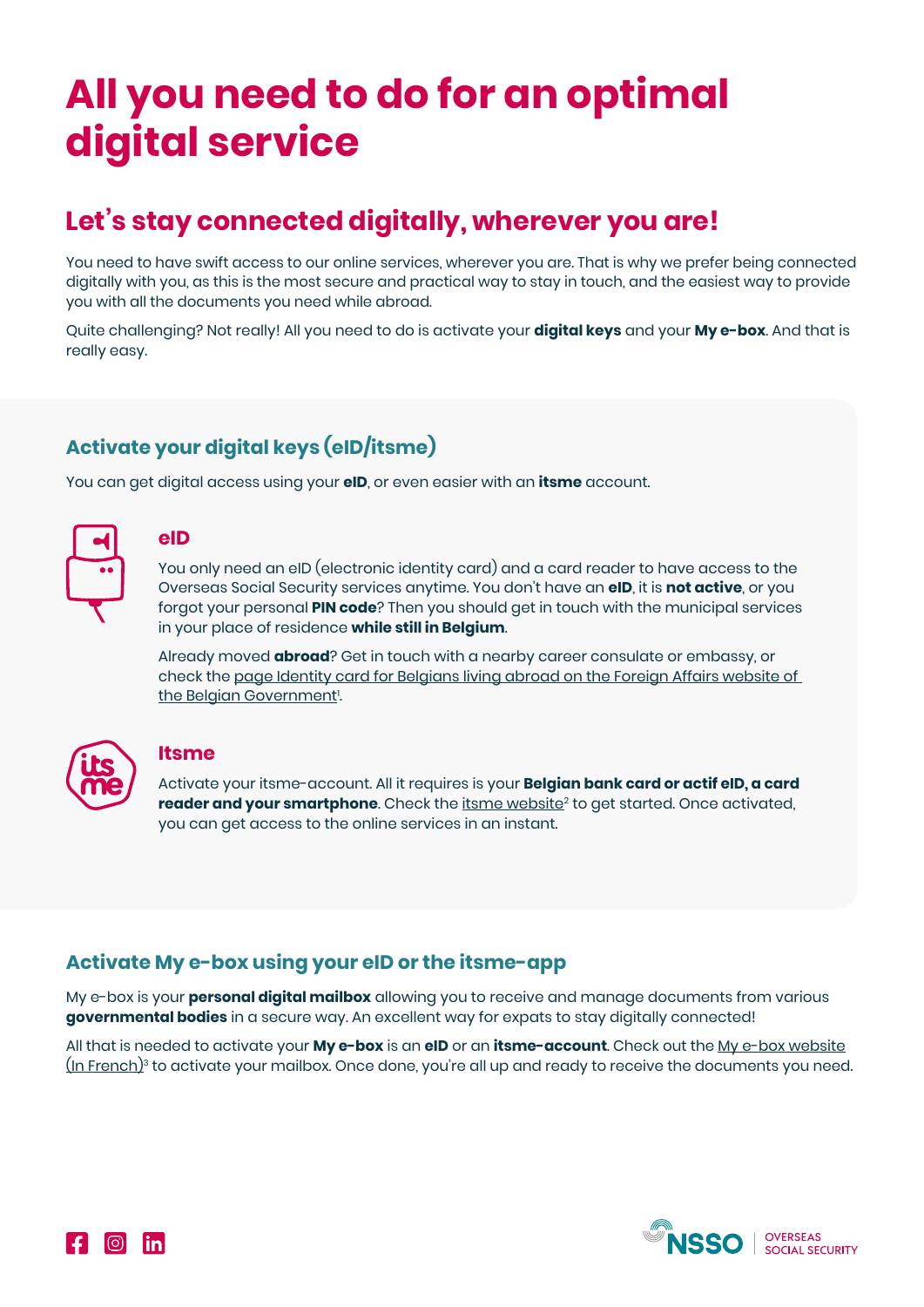# All you need to do for an optimal digital service

## Let's stay connected digitally, wherever you are!

You need to have swift access to our online services, wherever you are. That is why we prefer being connected digitally with you, as this is the most secure and practical way to stay in touch, and the easiest way to provide you with all the documents you need while abroad.

Quite challenging? Not really! All you need to do is activate your **digital keys** and your **My e-box**. And that is really easy.

### Activate your digital keys (eID/itsme)

You can get digital access using your **eID**, or even easier with an **itsme** account.

#### eID

You only need an eID (electronic identity card) and a card reader to have access to the Overseas Social Security services anytime. You don't have an **eID**, it is **not active**, or you forgot your personal **PIN code**? Then you should get in touch with the municipal services in your place of residence **while still in Belgium**.

Already moved **abroad**? Get in touch with a nearby career consulate or embassy, or check the page Identity card for Belgians living abroad on the Foreign Affairs website of the Belgian Government[1].

#### Itsme

Activate your itsme-account. All it requires is your **Belgian bank card or actif eID, a card reader and your smartphone**. Check the itsme website[2] to get started. Once activated, you can get access to the online services in an instant.

### Activate My e-box using your eID or the itsme-app

My e-box is your **personal digital mailbox** allowing you to receive and manage documents from various **governmental bodies** in a secure way. An excellent way for expats to stay digitally connected!

All that is needed to activate your **My e-box** is an **eID** or an **itsme-account**. Check out the My e-box website (In French)[3] to activate your mailbox. Once done, you're all up and ready to receive the documents you need.

NSSO | OVERSEAS SOCIAL SECURITY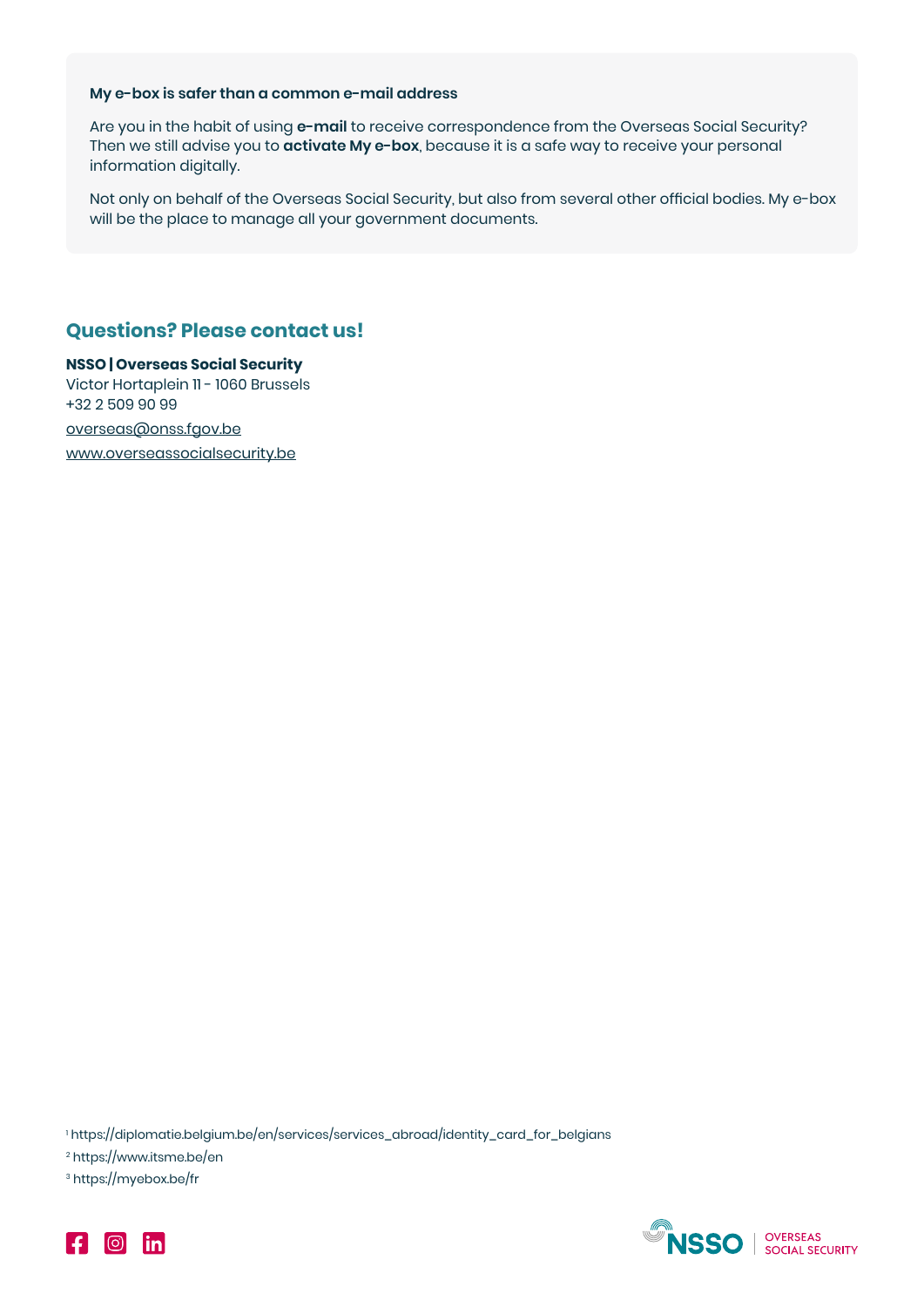**My e-box is safer than a common e-mail address**

Are you in the habit of using **e-mail** to receive correspondence from the Overseas Social Security? Then we still advise you to **activate My e-box**, because it is a safe way to receive your personal information digitally.

Not only on behalf of the Overseas Social Security, but also from several other official bodies. My e-box will be the place to manage all your government documents.

## Questions? Please contact us!

**NSSO | Overseas Social Security**
Victor Hortaplein 11 - 1060 Brussels
+32 2 509 90 99

overseas@onss.fgov.be

www.overseassocialsecurity.be

[1] https://diplomatie.belgium.be/en/services/services_abroad/identity_card_for_belgians

[2] https://www.itsme.be/en

[3] https://myebox.be/fr